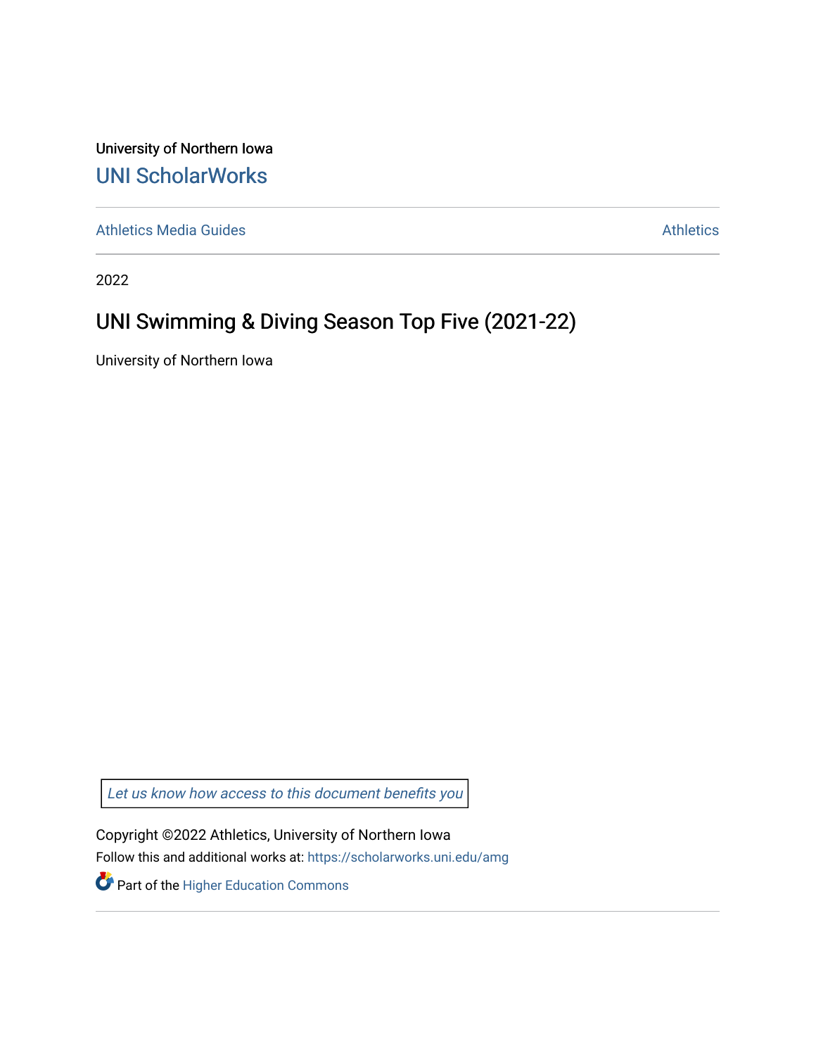University of Northern Iowa

# UNI ScholarWorks

Athletics Media Guides | Athletics

2022

## UNI Swimming & Diving Season Top Five (2021-22)

University of Northern Iowa

*Let us know how access to this document benefits you*

Copyright ©2022 Athletics, University of Northern Iowa

Follow this and additional works at: https://scholarworks.uni.edu/amg

Part of the Higher Education Commons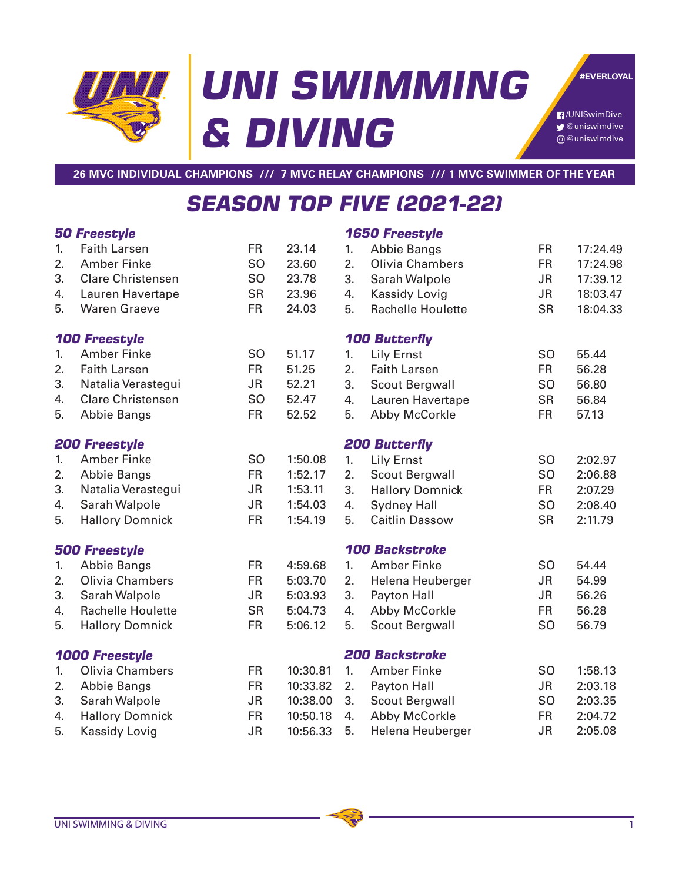# UNI SWIMMING & DIVING

#EVERLOYAL

/UNISwimDive
@uniswimdive
@uniswimdive

**26 MVC INDIVIDUAL CHAMPIONS /// 7 MVC RELAY CHAMPIONS /// 1 MVC SWIMMER OF THE YEAR**

## SEASON TOP FIVE (2021-22)

### 50 Freestyle

| | Name | Yr | Time |
|---|---|---|---|
| 1. | Faith Larsen | FR | 23.14 |
| 2. | Amber Finke | SO | 23.60 |
| 3. | Clare Christensen | SO | 23.78 |
| 4. | Lauren Havertape | SR | 23.96 |
| 5. | Waren Graeve | FR | 24.03 |

### 100 Freestyle

| | Name | Yr | Time |
|---|---|---|---|
| 1. | Amber Finke | SO | 51.17 |
| 2. | Faith Larsen | FR | 51.25 |
| 3. | Natalia Verastegui | JR | 52.21 |
| 4. | Clare Christensen | SO | 52.47 |
| 5. | Abbie Bangs | FR | 52.52 |

### 200 Freestyle

| | Name | Yr | Time |
|---|---|---|---|
| 1. | Amber Finke | SO | 1:50.08 |
| 2. | Abbie Bangs | FR | 1:52.17 |
| 3. | Natalia Verastegui | JR | 1:53.11 |
| 4. | Sarah Walpole | JR | 1:54.03 |
| 5. | Hallory Domnick | FR | 1:54.19 |

### 500 Freestyle

| | Name | Yr | Time |
|---|---|---|---|
| 1. | Abbie Bangs | FR | 4:59.68 |
| 2. | Olivia Chambers | FR | 5:03.70 |
| 3. | Sarah Walpole | JR | 5:03.93 |
| 4. | Rachelle Houlette | SR | 5:04.73 |
| 5. | Hallory Domnick | FR | 5:06.12 |

### 1000 Freestyle

| | Name | Yr | Time |
|---|---|---|---|
| 1. | Olivia Chambers | FR | 10:30.81 |
| 2. | Abbie Bangs | FR | 10:33.82 |
| 3. | Sarah Walpole | JR | 10:38.00 |
| 4. | Hallory Domnick | FR | 10:50.18 |
| 5. | Kassidy Lovig | JR | 10:56.33 |

### 1650 Freestyle

| | Name | Yr | Time |
|---|---|---|---|
| 1. | Abbie Bangs | FR | 17:24.49 |
| 2. | Olivia Chambers | FR | 17:24.98 |
| 3. | Sarah Walpole | JR | 17:39.12 |
| 4. | Kassidy Lovig | JR | 18:03.47 |
| 5. | Rachelle Houlette | SR | 18:04.33 |

### 100 Butterfly

| | Name | Yr | Time |
|---|---|---|---|
| 1. | Lily Ernst | SO | 55.44 |
| 2. | Faith Larsen | FR | 56.28 |
| 3. | Scout Bergwall | SO | 56.80 |
| 4. | Lauren Havertape | SR | 56.84 |
| 5. | Abby McCorkle | FR | 57.13 |

### 200 Butterfly

| | Name | Yr | Time |
|---|---|---|---|
| 1. | Lily Ernst | SO | 2:02.97 |
| 2. | Scout Bergwall | SO | 2:06.88 |
| 3. | Hallory Domnick | FR | 2:07.29 |
| 4. | Sydney Hall | SO | 2:08.40 |
| 5. | Caitlin Dassow | SR | 2:11.79 |

### 100 Backstroke

| | Name | Yr | Time |
|---|---|---|---|
| 1. | Amber Finke | SO | 54.44 |
| 2. | Helena Heuberger | JR | 54.99 |
| 3. | Payton Hall | JR | 56.26 |
| 4. | Abby McCorkle | FR | 56.28 |
| 5. | Scout Bergwall | SO | 56.79 |

### 200 Backstroke

| | Name | Yr | Time |
|---|---|---|---|
| 1. | Amber Finke | SO | 1:58.13 |
| 2. | Payton Hall | JR | 2:03.18 |
| 3. | Scout Bergwall | SO | 2:03.35 |
| 4. | Abby McCorkle | FR | 2:04.72 |
| 5. | Helena Heuberger | JR | 2:05.08 |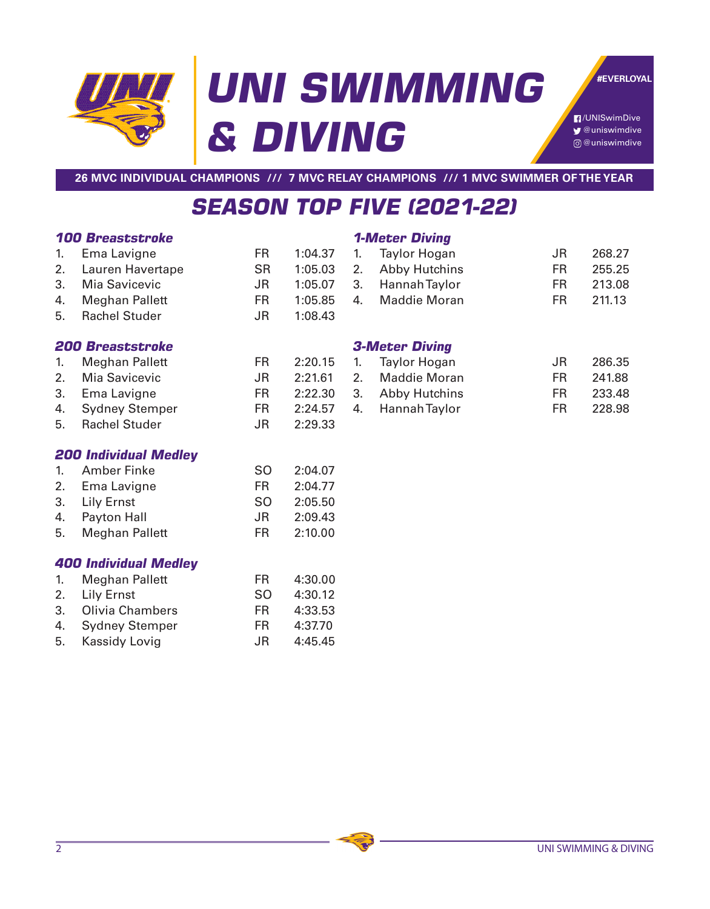# UNI SWIMMING & DIVING

#EVERLOYAL

/UNISwimDive
@uniswimdive
@uniswimdive

**26 MVC INDIVIDUAL CHAMPIONS /// 7 MVC RELAY CHAMPIONS /// 1 MVC SWIMMER OF THE YEAR**

## SEASON TOP FIVE (2021-22)

### 100 Breaststroke

| | | | |
|---|---|---|---|
| 1. | Ema Lavigne | FR | 1:04.37 |
| 2. | Lauren Havertape | SR | 1:05.03 |
| 3. | Mia Savicevic | JR | 1:05.07 |
| 4. | Meghan Pallett | FR | 1:05.85 |
| 5. | Rachel Studer | JR | 1:08.43 |

### 200 Breaststroke

| | | | |
|---|---|---|---|
| 1. | Meghan Pallett | FR | 2:20.15 |
| 2. | Mia Savicevic | JR | 2:21.61 |
| 3. | Ema Lavigne | FR | 2:22.30 |
| 4. | Sydney Stemper | FR | 2:24.57 |
| 5. | Rachel Studer | JR | 2:29.33 |

### 200 Individual Medley

| | | | |
|---|---|---|---|
| 1. | Amber Finke | SO | 2:04.07 |
| 2. | Ema Lavigne | FR | 2:04.77 |
| 3. | Lily Ernst | SO | 2:05.50 |
| 4. | Payton Hall | JR | 2:09.43 |
| 5. | Meghan Pallett | FR | 2:10.00 |

### 400 Individual Medley

| | | | |
|---|---|---|---|
| 1. | Meghan Pallett | FR | 4:30.00 |
| 2. | Lily Ernst | SO | 4:30.12 |
| 3. | Olivia Chambers | FR | 4:33.53 |
| 4. | Sydney Stemper | FR | 4:37.70 |
| 5. | Kassidy Lovig | JR | 4:45.45 |

### 1-Meter Diving

| | | | |
|---|---|---|---|
| 1. | Taylor Hogan | JR | 268.27 |
| 2. | Abby Hutchins | FR | 255.25 |
| 3. | Hannah Taylor | FR | 213.08 |
| 4. | Maddie Moran | FR | 211.13 |

### 3-Meter Diving

| | | | |
|---|---|---|---|
| 1. | Taylor Hogan | JR | 286.35 |
| 2. | Maddie Moran | FR | 241.88 |
| 3. | Abby Hutchins | FR | 233.48 |
| 4. | Hannah Taylor | FR | 228.98 |